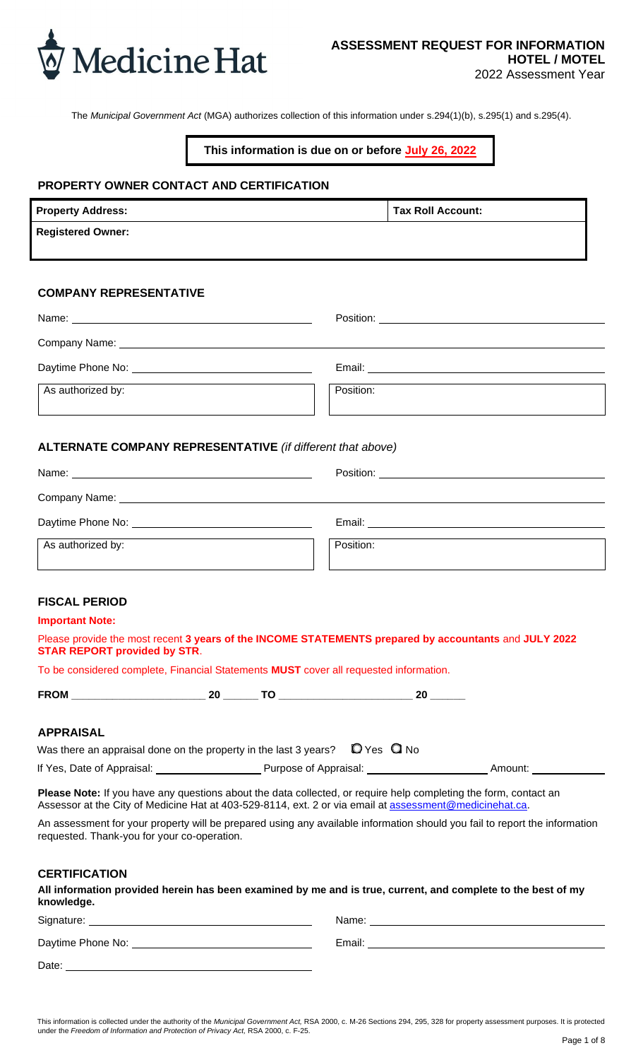Medicine Hat

# ASSESSMENT REQUEST FOR INFORMATION
## HOTEL / MOTEL
2022 Assessment Year

The *Municipal Government Act* (MGA) authorizes collection of this information under s.294(1)(b), s.295(1) and s.295(4).

**This information is due on or before July 26, 2022**

### PROPERTY OWNER CONTACT AND CERTIFICATION

| **Property Address:** | **Tax Roll Account:** |
|---|---|
| **Registered Owner:** | |

### COMPANY REPRESENTATIVE

Name: ______________________ Position: ______________________

Company Name: ______________________

Daytime Phone No: ______________________ Email: ______________________

| As authorized by: | Position: |
|---|---|

### ALTERNATE COMPANY REPRESENTATIVE *(if different that above)*

Name: ______________________ Position: ______________________

Company Name: ______________________

Daytime Phone No: ______________________ Email: ______________________

| As authorized by: | Position: |
|---|---|

### FISCAL PERIOD

**Important Note:**

Please provide the most recent **3 years of the INCOME STATEMENTS prepared by accountants** and **JULY 2022 STAR REPORT provided by STR**.

To be considered complete, Financial Statements **MUST** cover all requested information.

**FROM** ______________________ **20** ______ **TO** ______________________ **20** ______

### APPRAISAL

Was there an appraisal done on the property in the last 3 years? ☐ Yes ☐ No

If Yes, Date of Appraisal: ______________ Purpose of Appraisal: ______________ Amount: ______________

**Please Note:** If you have any questions about the data collected, or require help completing the form, contact an Assessor at the City of Medicine Hat at 403-529-8114, ext. 2 or via email at assessment@medicinehat.ca.

An assessment for your property will be prepared using any available information should you fail to report the information requested. Thank-you for your co-operation.

### CERTIFICATION

**All information provided herein has been examined by me and is true, current, and complete to the best of my knowledge.**

Signature: ______________________ Name: ______________________

Daytime Phone No: ______________________ Email: ______________________

Date: ______________________

This information is collected under the authority of the *Municipal Government Act*, RSA 2000, c. M-26 Sections 294, 295, 328 for property assessment purposes. It is protected under the *Freedom of Information and Protection of Privacy Act*, RSA 2000, c. F-25.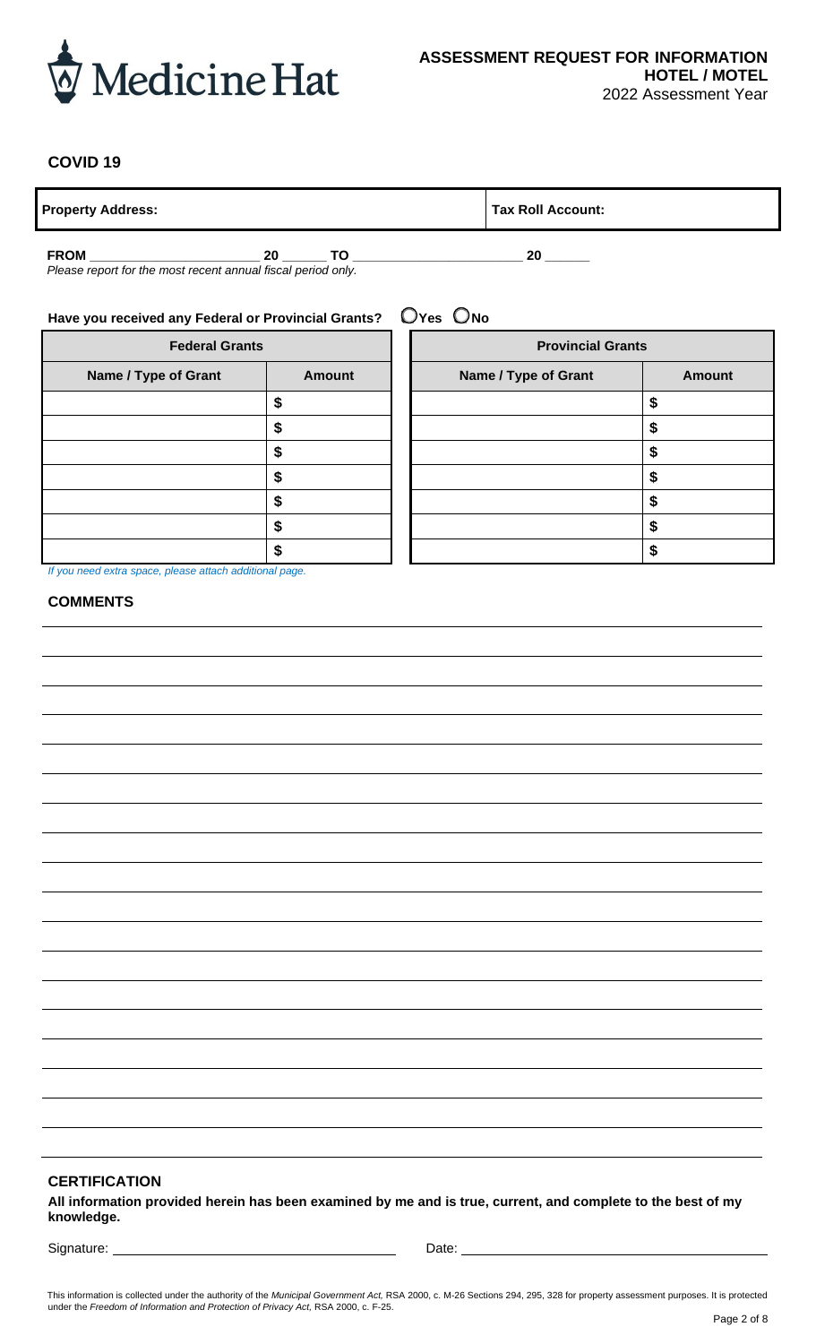Medicine Hat

**ASSESSMENT REQUEST FOR INFORMATION**
**HOTEL / MOTEL**
2022 Assessment Year

## COVID 19

| Property Address: | Tax Roll Account: |
|---|---|

**FROM** ______________________ **20** ______ **TO** ______________________ **20** ______

*Please report for the most recent annual fiscal period only.*

**Have you received any Federal or Provincial Grants?** ○ Yes ○ No

| Federal Grants | | Provincial Grants | |
|---|---|---|---|
| **Name / Type of Grant** | **Amount** | **Name / Type of Grant** | **Amount** |
| | $ | | $ |
| | $ | | $ |
| | $ | | $ |
| | $ | | $ |
| | $ | | $ |
| | $ | | $ |
| | $ | | $ |

*If you need extra space, please attach additional page.*

## COMMENTS

## CERTIFICATION

**All information provided herein has been examined by me and is true, current, and complete to the best of my knowledge.**

Signature: ______________________ Date: ______________________

This information is collected under the authority of the *Municipal Government Act,* RSA 2000, c. M-26 Sections 294, 295, 328 for property assessment purposes. It is protected under the *Freedom of Information and Protection of Privacy Act,* RSA 2000, c. F-25.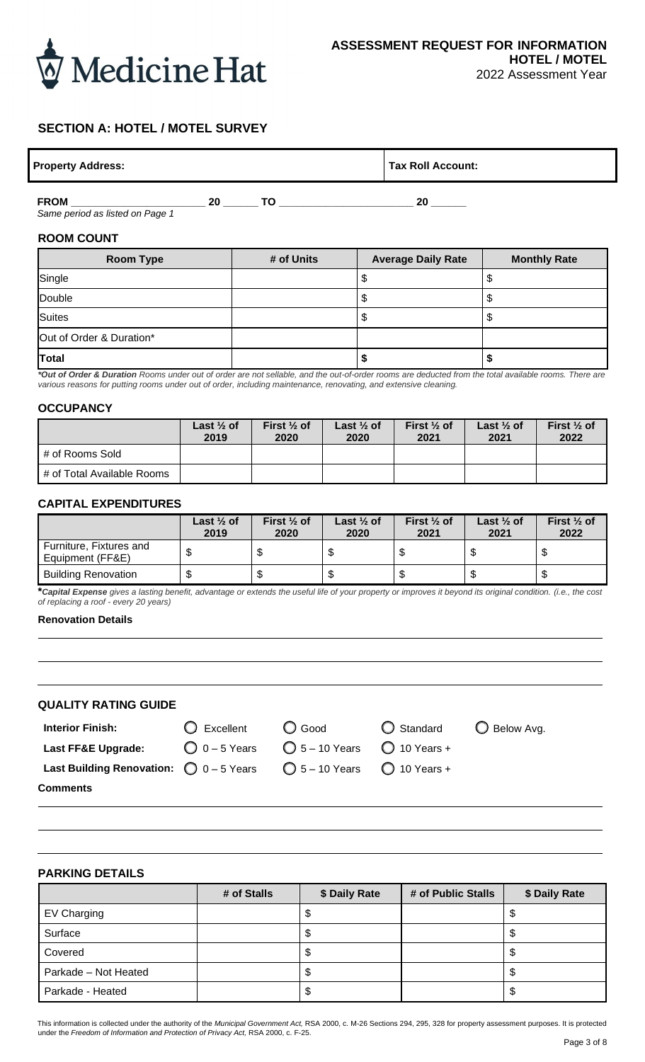Medicine Hat

**ASSESSMENT REQUEST FOR INFORMATION**
**HOTEL / MOTEL**
2022 Assessment Year

## SECTION A: HOTEL / MOTEL SURVEY

| Property Address: | Tax Roll Account: |
|---|---|
| | |

**FROM** ______________________ **20** ______ **TO** ______________________ **20** ______
*Same period as listed on Page 1*

### ROOM COUNT

| Room Type | # of Units | Average Daily Rate | Monthly Rate |
|---|---|---|---|
| Single | | $ | $ |
| Double | | $ | $ |
| Suites | | $ | $ |
| Out of Order & Duration* | | | |
| **Total** | | **$** | **$** |

***Out of Order & Duration** *Rooms under out of order are not sellable, and the out-of-order rooms are deducted from the total available rooms. There are various reasons for putting rooms under out of order, including maintenance, renovating, and extensive cleaning.*

### OCCUPANCY

| | Last ½ of 2019 | First ½ of 2020 | Last ½ of 2020 | First ½ of 2021 | Last ½ of 2021 | First ½ of 2022 |
|---|---|---|---|---|---|---|
| # of Rooms Sold | | | | | | |
| # of Total Available Rooms | | | | | | |

### CAPITAL EXPENDITURES

| | Last ½ of 2019 | First ½ of 2020 | Last ½ of 2020 | First ½ of 2021 | Last ½ of 2021 | First ½ of 2022 |
|---|---|---|---|---|---|---|
| Furniture, Fixtures and Equipment (FF&E) | $ | $ | $ | $ | $ | $ |
| Building Renovation | $ | $ | $ | $ | $ | $ |

***Capital Expense** *gives a lasting benefit, advantage or extends the useful life of your property or improves it beyond its original condition. (i.e., the cost of replacing a roof - every 20 years)*

**Renovation Details**

______________________________________________________________________

______________________________________________________________________

______________________________________________________________________

### QUALITY RATING GUIDE

**Interior Finish:** ◯ Excellent ◯ Good ◯ Standard ◯ Below Avg.

**Last FF&E Upgrade:** ◯ 0 – 5 Years ◯ 5 – 10 Years ◯ 10 Years +

**Last Building Renovation:** ◯ 0 – 5 Years ◯ 5 – 10 Years ◯ 10 Years +

**Comments**

______________________________________________________________________

______________________________________________________________________

______________________________________________________________________

### PARKING DETAILS

| | # of Stalls | $ Daily Rate | # of Public Stalls | $ Daily Rate |
|---|---|---|---|---|
| EV Charging | | $ | | $ |
| Surface | | $ | | $ |
| Covered | | $ | | $ |
| Parkade – Not Heated | | $ | | $ |
| Parkade - Heated | | $ | | $ |

This information is collected under the authority of the *Municipal Government Act,* RSA 2000, c. M-26 Sections 294, 295, 328 for property assessment purposes. It is protected under the *Freedom of Information and Protection of Privacy Act,* RSA 2000, c. F-25.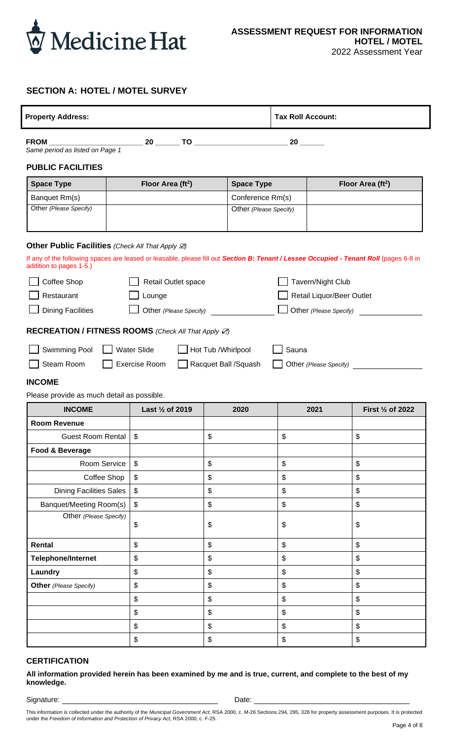Medicine Hat

**ASSESSMENT REQUEST FOR INFORMATION**
**HOTEL / MOTEL**
2022 Assessment Year

## SECTION A: HOTEL / MOTEL SURVEY

| **Property Address:** | **Tax Roll Account:** |
|---|---|
| | |

**FROM** ______________________ **20** ______ **TO** ______________________ **20** ______
*Same period as listed on Page 1*

### PUBLIC FACILITIES

| Space Type | Floor Area ($ft^2$) | Space Type | Floor Area ($ft^2$) |
|---|---|---|---|
| Banquet Rm(s) | | Conference Rm(s) | |
| Other *(Please Specify)* | | Other *(Please Specify)* | |

**Other Public Facilities** *(Check All That Apply ☑)*

If any of the following spaces are leased or leasable, please fill out ***Section B: Tenant / Lessee Occupied - Tenant Roll*** (pages 6-8 in addition to pages 1-5.)

- ☐ Coffee Shop
- ☐ Restaurant
- ☐ Dining Facilities
- ☐ Retail Outlet space
- ☐ Lounge
- ☐ Other *(Please Specify)* ______________
- ☐ Tavern/Night Club
- ☐ Retail Liquor/Beer Outlet
- ☐ Other *(Please Specify)* ______________

### RECREATION / FITNESS ROOMS *(Check All That Apply ☑)*

- ☐ Swimming Pool
- ☐ Water Slide
- ☐ Hot Tub /Whirlpool
- ☐ Sauna
- ☐ Steam Room
- ☐ Exercise Room
- ☐ Racquet Ball /Squash
- ☐ Other *(Please Specify)* ______________

### INCOME

Please provide as much detail as possible.

| INCOME | Last ½ of 2019 | 2020 | 2021 | First ½ of 2022 |
|---|---|---|---|---|
| **Room Revenue** | | | | |
| Guest Room Rental | $ | $ | $ | $ |
| **Food & Beverage** | | | | |
| Room Service | $ | $ | $ | $ |
| Coffee Shop | $ | $ | $ | $ |
| Dining Facilities Sales | $ | $ | $ | $ |
| Banquet/Meeting Room(s) | $ | $ | $ | $ |
| Other *(Please Specify)* | $ | $ | $ | $ |
| **Rental** | $ | $ | $ | $ |
| **Telephone/Internet** | $ | $ | $ | $ |
| **Laundry** | $ | $ | $ | $ |
| **Other** *(Please Specify)* | $ | $ | $ | $ |
| | $ | $ | $ | $ |
| | $ | $ | $ | $ |
| | $ | $ | $ | $ |
| | $ | $ | $ | $ |

### CERTIFICATION

**All information provided herein has been examined by me and is true, current, and complete to the best of my knowledge.**

Signature: ______________________________ Date: ______________________________

This information is collected under the authority of the *Municipal Government Act,* RSA 2000, c. M-26 Sections 294, 295, 328 for property assessment purposes. It is protected under the *Freedom of Information and Protection of Privacy Act,* RSA 2000, c. F-25.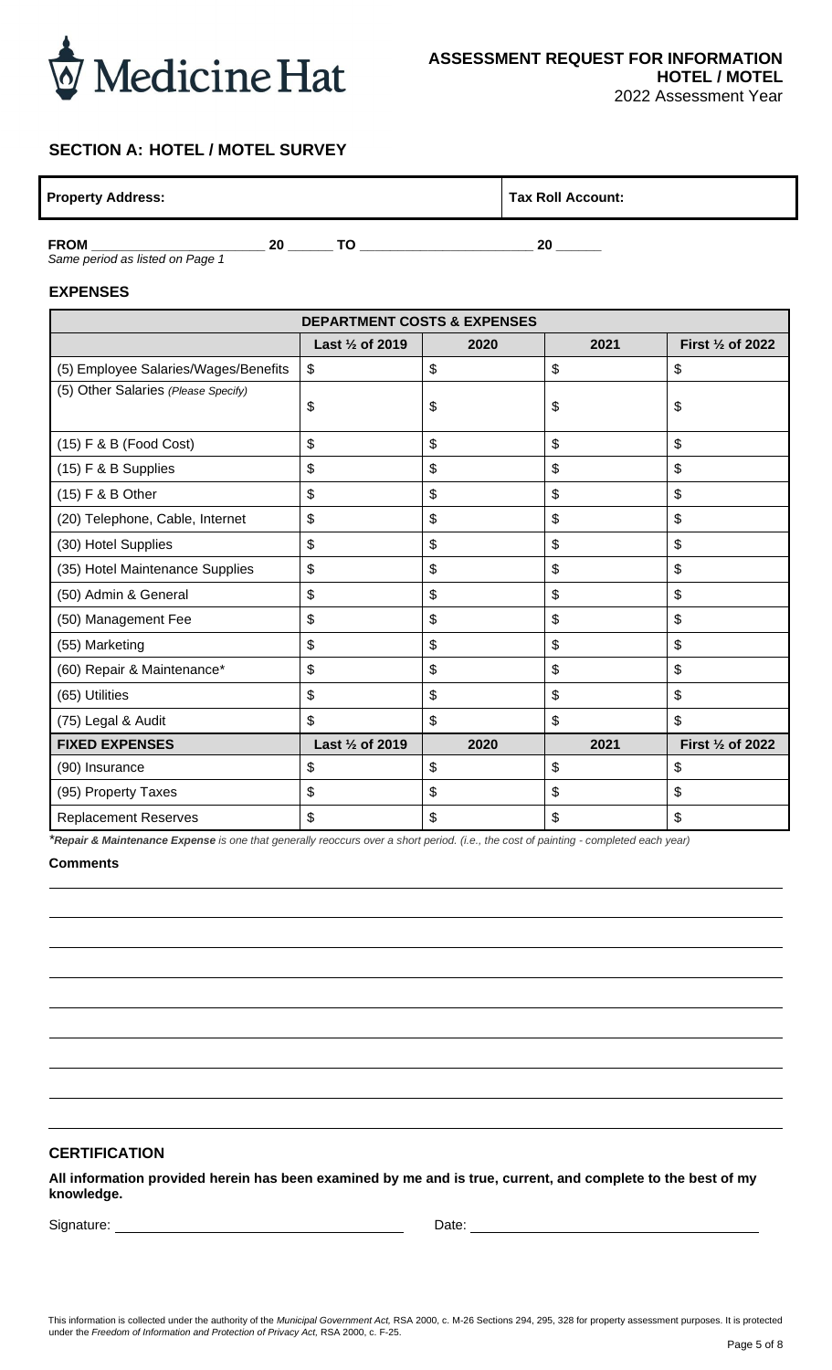Medicine Hat

**ASSESSMENT REQUEST FOR INFORMATION**
**HOTEL / MOTEL**
2022 Assessment Year

## SECTION A: HOTEL / MOTEL SURVEY

| **Property Address:** | **Tax Roll Account:** |
|---|---|
| | |

**FROM** _____________________ **20** ______ **TO** ______________________ **20** ______
*Same period as listed on Page 1*

### EXPENSES

| DEPARTMENT COSTS & EXPENSES | | | | |
|---|---|---|---|---|
| | **Last ½ of 2019** | **2020** | **2021** | **First ½ of 2022** |
| (5) Employee Salaries/Wages/Benefits | $ | $ | $ | $ |
| (5) Other Salaries *(Please Specify)* | $ | $ | $ | $ |
| (15) F & B (Food Cost) | $ | $ | $ | $ |
| (15) F & B Supplies | $ | $ | $ | $ |
| (15) F & B Other | $ | $ | $ | $ |
| (20) Telephone, Cable, Internet | $ | $ | $ | $ |
| (30) Hotel Supplies | $ | $ | $ | $ |
| (35) Hotel Maintenance Supplies | $ | $ | $ | $ |
| (50) Admin & General | $ | $ | $ | $ |
| (50) Management Fee | $ | $ | $ | $ |
| (55) Marketing | $ | $ | $ | $ |
| (60) Repair & Maintenance* | $ | $ | $ | $ |
| (65) Utilities | $ | $ | $ | $ |
| (75) Legal & Audit | $ | $ | $ | $ |
| **FIXED EXPENSES** | **Last ½ of 2019** | **2020** | **2021** | **First ½ of 2022** |
| (90) Insurance | $ | $ | $ | $ |
| (95) Property Taxes | $ | $ | $ | $ |
| Replacement Reserves | $ | $ | $ | $ |

****Repair & Maintenance Expense*** *is one that generally reoccurs over a short period. (i.e., the cost of painting - completed each year)*

**Comments**

___

___

___

___

___

___

___

___

___

### CERTIFICATION

**All information provided herein has been examined by me and is true, current, and complete to the best of my knowledge.**

Signature: ______________________________ Date: ______________________________

This information is collected under the authority of the *Municipal Government Act,* RSA 2000, c. M-26 Sections 294, 295, 328 for property assessment purposes. It is protected under the *Freedom of Information and Protection of Privacy Act,* RSA 2000, c. F-25.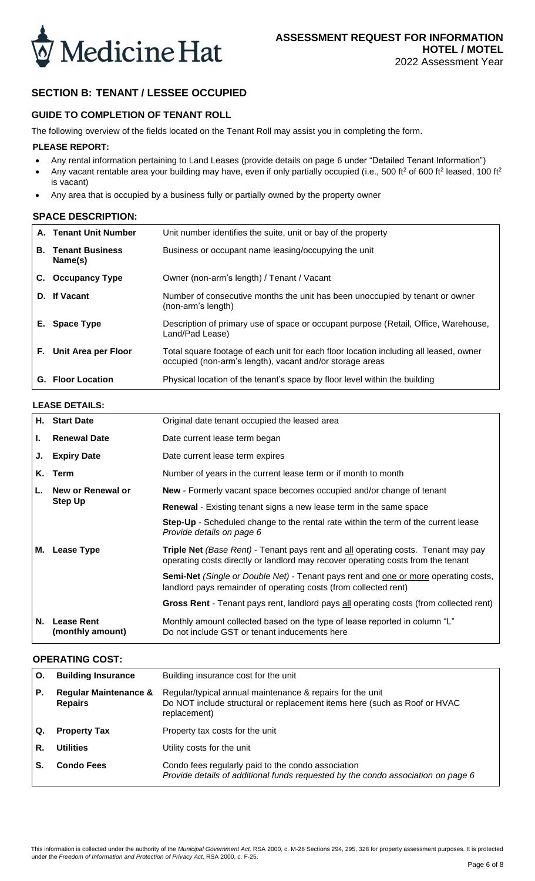# ASSESSMENT REQUEST FOR INFORMATION
## HOTEL / MOTEL
2022 Assessment Year

## SECTION B: TENANT / LESSEE OCCUPIED

### GUIDE TO COMPLETION OF TENANT ROLL

The following overview of the fields located on the Tenant Roll may assist you in completing the form.

**PLEASE REPORT:**

- Any rental information pertaining to Land Leases (provide details on page 6 under "Detailed Tenant Information")
- Any vacant rentable area your building may have, even if only partially occupied (i.e., 500 ft² of 600 ft² leased, 100 ft² is vacant)
- Any area that is occupied by a business fully or partially owned by the property owner

### SPACE DESCRIPTION:

| | | |
|---|---|---|
| **A.** | **Tenant Unit Number** | Unit number identifies the suite, unit or bay of the property |
| **B.** | **Tenant Business Name(s)** | Business or occupant name leasing/occupying the unit |
| **C.** | **Occupancy Type** | Owner (non-arm's length) / Tenant / Vacant |
| **D.** | **If Vacant** | Number of consecutive months the unit has been unoccupied by tenant or owner (non-arm's length) |
| **E.** | **Space Type** | Description of primary use of space or occupant purpose (Retail, Office, Warehouse, Land/Pad Lease) |
| **F.** | **Unit Area per Floor** | Total square footage of each unit for each floor location including all leased, owner occupied (non-arm's length), vacant and/or storage areas |
| **G.** | **Floor Location** | Physical location of the tenant's space by floor level within the building |

### LEASE DETAILS:

| | | |
|---|---|---|
| **H.** | **Start Date** | Original date tenant occupied the leased area |
| **I.** | **Renewal Date** | Date current lease term began |
| **J.** | **Expiry Date** | Date current lease term expires |
| **K.** | **Term** | Number of years in the current lease term or if month to month |
| **L.** | **New or Renewal or Step Up** | **New** - Formerly vacant space becomes occupied and/or change of tenant |
| | | **Renewal** - Existing tenant signs a new lease term in the same space |
| | | **Step-Up** - Scheduled change to the rental rate within the term of the current lease *Provide details on page 6* |
| **M.** | **Lease Type** | **Triple Net** *(Base Rent)* - Tenant pays rent and all operating costs. Tenant may pay operating costs directly or landlord may recover operating costs from the tenant |
| | | **Semi-Net** *(Single or Double Net)* - Tenant pays rent and one or more operating costs, landlord pays remainder of operating costs (from collected rent) |
| | | **Gross Rent** - Tenant pays rent, landlord pays all operating costs (from collected rent) |
| **N.** | **Lease Rent (monthly amount)** | Monthly amount collected based on the type of lease reported in column "L" Do not include GST or tenant inducements here |

### OPERATING COST:

| | | |
|---|---|---|
| **O.** | **Building Insurance** | Building insurance cost for the unit |
| **P.** | **Regular Maintenance & Repairs** | Regular/typical annual maintenance & repairs for the unit Do NOT include structural or replacement items here (such as Roof or HVAC replacement) |
| **Q.** | **Property Tax** | Property tax costs for the unit |
| **R.** | **Utilities** | Utility costs for the unit |
| **S.** | **Condo Fees** | Condo fees regularly paid to the condo association *Provide details of additional funds requested by the condo association on page 6* |

This information is collected under the authority of the *Municipal Government Act,* RSA 2000, c. M-26 Sections 294, 295, 328 for property assessment purposes. It is protected under the *Freedom of Information and Protection of Privacy Act,* RSA 2000, c. F-25.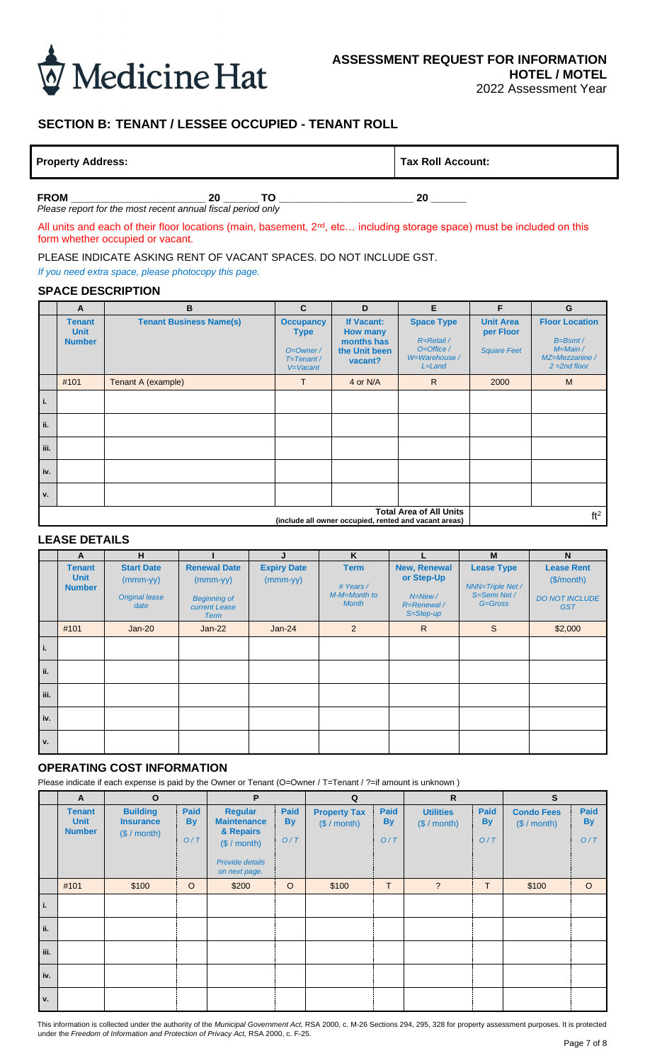Medicine Hat

**ASSESSMENT REQUEST FOR INFORMATION**
**HOTEL / MOTEL**
2022 Assessment Year

## SECTION B: TENANT / LESSEE OCCUPIED - TENANT ROLL

| **Property Address:** | **Tax Roll Account:** |
|---|---|

**FROM** ______________________ **20** ______ **TO** ______________________ **20** ______

*Please report for the most recent annual fiscal period only*

All units and each of their floor locations (main, basement, 2nd, etc… including storage space) must be included on this form whether occupied or vacant.

PLEASE INDICATE ASKING RENT OF VACANT SPACES. DO NOT INCLUDE GST.

*If you need extra space, please photocopy this page.*

### SPACE DESCRIPTION

| | A | B | C | D | E | F | G |
|---|---|---|---|---|---|---|---|
| | **Tenant Unit Number** | **Tenant Business Name(s)** | **Occupancy Type** *O=Owner / T=Tenant / V=Vacant* | **If Vacant: How many months has the Unit been vacant?** | **Space Type** *R=Retail / O=Office / W=Warehouse / L=Land* | **Unit Area per Floor** *Square Feet* | **Floor Location** *B=Bsmt / M=Main / MZ=Mezzanine / 2 =2nd floor* |
| | #101 | Tenant A (example) | T | 4 or N/A | R | 2000 | M |
| i. | | | | | | | |
| ii. | | | | | | | |
| iii. | | | | | | | |
| iv. | | | | | | | |
| v. | | | | | | | |
| | | | | | **Total Area of All Units** (include all owner occupied, rented and vacant areas) | | ft² |

### LEASE DETAILS

| | A | H | I | J | K | L | M | N |
|---|---|---|---|---|---|---|---|---|
| | **Tenant Unit Number** | **Start Date** (mmm-yy) *Original lease date* | **Renewal Date** (mmm-yy) *Beginning of current Lease Term* | **Expiry Date** (mmm-yy) | **Term** *# Years / M-M=Month to Month* | **New, Renewal or Step-Up** *N=New / R=Renewal / S=Step-up* | **Lease Type** *NNN=Triple Net / S=Semi Net / G=Gross* | **Lease Rent** ($/month) *DO NOT INCLUDE GST* |
| | #101 | Jan-20 | Jan-22 | Jan-24 | 2 | R | S | $2,000 |
| i. | | | | | | | | |
| ii. | | | | | | | | |
| iii. | | | | | | | | |
| iv. | | | | | | | | |
| v. | | | | | | | | |

### OPERATING COST INFORMATION

Please indicate if each expense is paid by the Owner or Tenant (O=Owner / T=Tenant / ?=if amount is unknown )

| | A | O | | P | | Q | | R | | S | |
|---|---|---|---|---|---|---|---|---|---|---|---|
| | **Tenant Unit Number** | **Building Insurance** ($ / month) | **Paid By** *O / T* | **Regular Maintenance & Repairs** ($ / month) *Provide details on next page.* | **Paid By** *O / T* | **Property Tax** ($ / month) | **Paid By** *O / T* | **Utilities** ($ / month) | **Paid By** *O / T* | **Condo Fees** ($ / month) | **Paid By** *O / T* |
| | #101 | $100 | O | $200 | O | $100 | T | ? | T | $100 | O |
| i. | | | | | | | | | | | |
| ii. | | | | | | | | | | | |
| iii. | | | | | | | | | | | |
| iv. | | | | | | | | | | | |
| v. | | | | | | | | | | | |

This information is collected under the authority of the *Municipal Government Act*, RSA 2000, c. M-26 Sections 294, 295, 328 for property assessment purposes. It is protected under the *Freedom of Information and Protection of Privacy Act*, RSA 2000, c. F-25.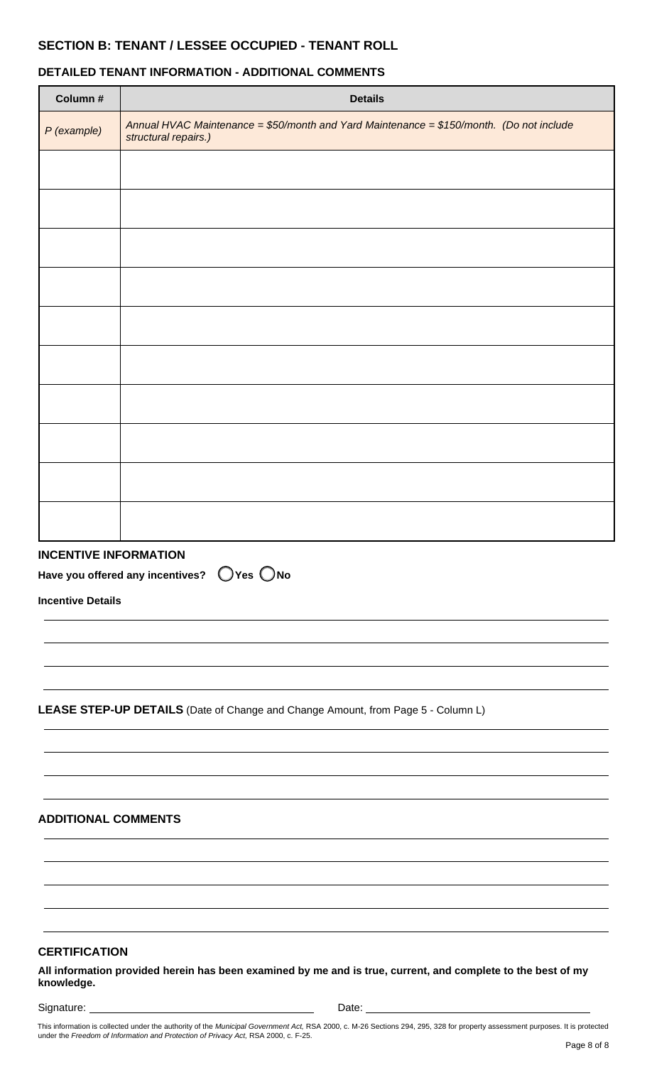## SECTION B: TENANT / LESSEE OCCUPIED - TENANT ROLL

### DETAILED TENANT INFORMATION - ADDITIONAL COMMENTS

| Column # | Details |
|---|---|
| *P (example)* | *Annual HVAC Maintenance = $50/month and Yard Maintenance = $150/month. (Do not include structural repairs.)* |
| | |
| | |
| | |
| | |
| | |
| | |
| | |
| | |
| | |
| | |

### INCENTIVE INFORMATION

**Have you offered any incentives?** ◯ **Yes** ◯ **No**

**Incentive Details**

### LEASE STEP-UP DETAILS (Date of Change and Change Amount, from Page 5 - Column L)

### ADDITIONAL COMMENTS

### CERTIFICATION

**All information provided herein has been examined by me and is true, current, and complete to the best of my knowledge.**

Signature: ____________________ Date: ____________________

This information is collected under the authority of the *Municipal Government Act,* RSA 2000, c. M-26 Sections 294, 295, 328 for property assessment purposes. It is protected under the *Freedom of Information and Protection of Privacy Act,* RSA 2000, c. F-25.